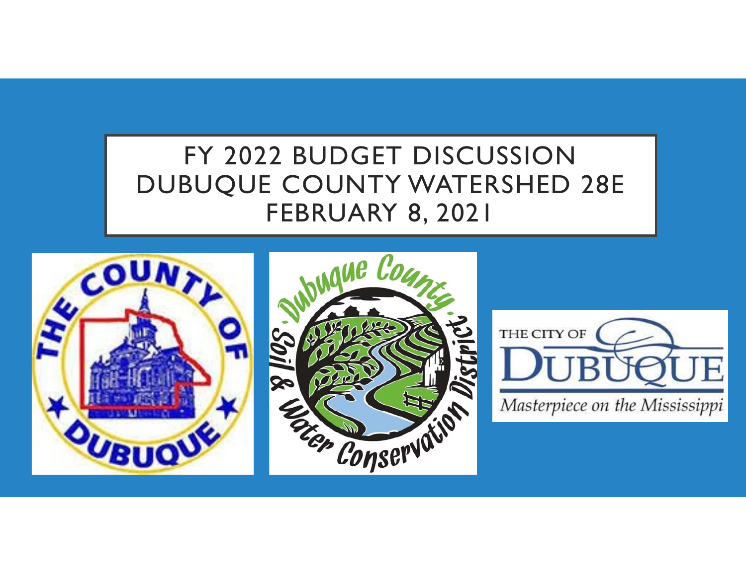# FY 2022 BUDGET DISCUSSION
# DUBUQUE COUNTY WATERSHED 28E
# FEBRUARY 8, 2021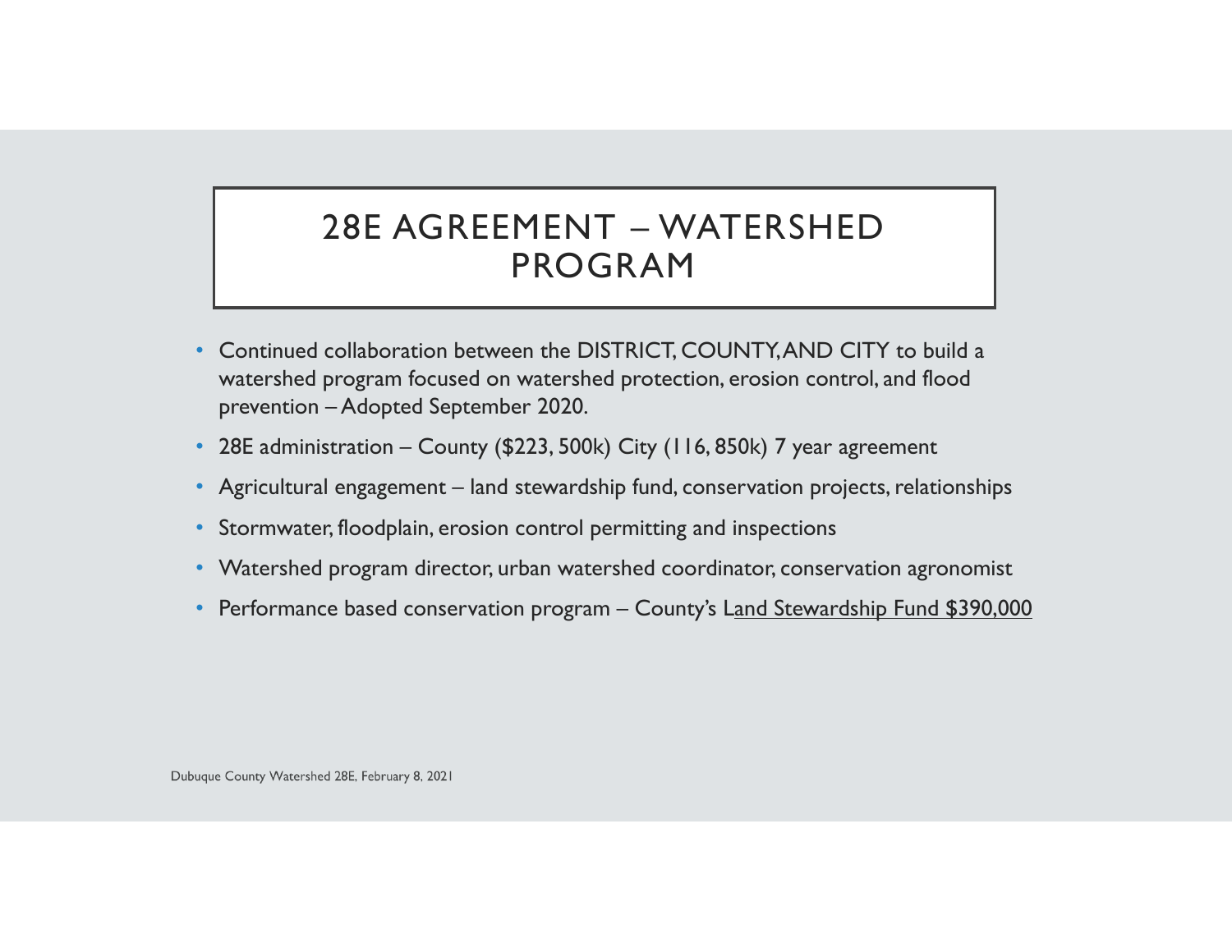# 28E AGREEMENT – WATERSHED PROGRAM

- Continued collaboration between the DISTRICT, COUNTY, AND CITY to build a watershed program focused on watershed protection, erosion control, and flood prevention – Adopted September 2020.
- 28E administration – County ($223, 500k) City (116, 850k) 7 year agreement
- Agricultural engagement – land stewardship fund, conservation projects, relationships
- Stormwater, floodplain, erosion control permitting and inspections
- Watershed program director, urban watershed coordinator, conservation agronomist
- Performance based conservation program – County's Land Stewardship Fund $390,000

Dubuque County Watershed 28E, February 8, 2021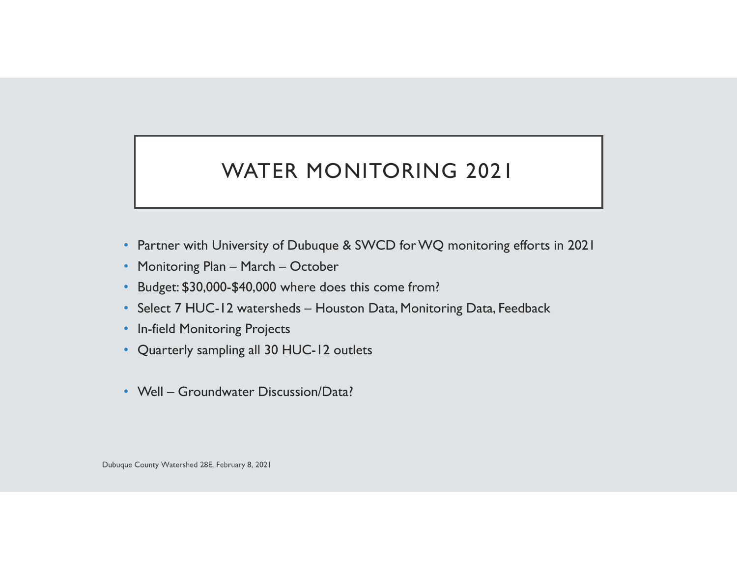# WATER MONITORING 2021

- Partner with University of Dubuque & SWCD for WQ monitoring efforts in 2021
- Monitoring Plan – March – October
- Budget: $30,000-$40,000 where does this come from?
- Select 7 HUC-12 watersheds – Houston Data, Monitoring Data, Feedback
- In-field Monitoring Projects
- Quarterly sampling all 30 HUC-12 outlets

- Well – Groundwater Discussion/Data?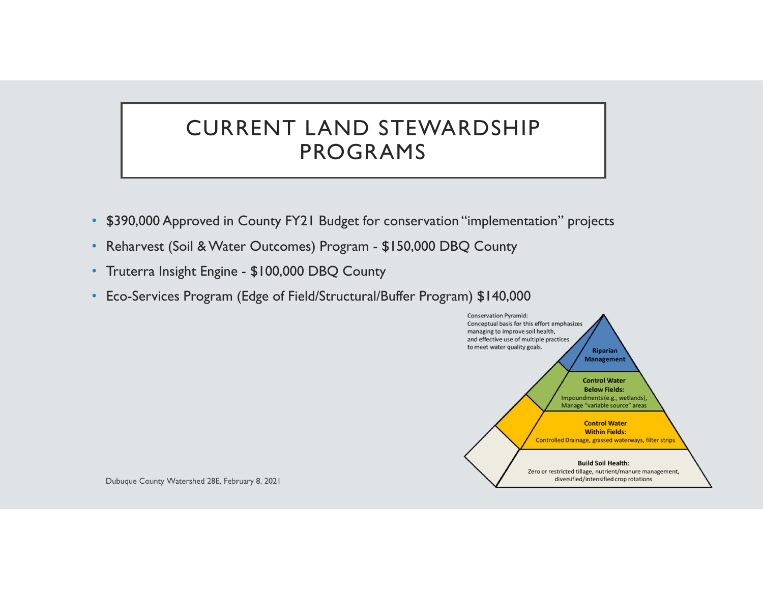# CURRENT LAND STEWARDSHIP PROGRAMS

- $390,000 Approved in County FY21 Budget for conservation "implementation" projects
- Reharvest (Soil & Water Outcomes) Program - $150,000 DBQ County
- Truterra Insight Engine - $100,000 DBQ County
- Eco-Services Program (Edge of Field/Structural/Buffer Program) $140,000

Conservation Pyramid: Conceptual basis for this effort emphasizes managing to improve soil health, and effective use of multiple practices to meet water quality goals.

**Riparian Management**

**Control Water Below Fields:** Impoundments (e.g., wetlands), Manage "variable source" areas

**Control Water Within Fields:** Controlled Drainage, grassed waterways, filter strips

**Build Soil Health:** Zero or restricted tillage, nutrient/manure management, diversified/intensified crop rotations

Dubuque County Watershed 28E, February 8, 2021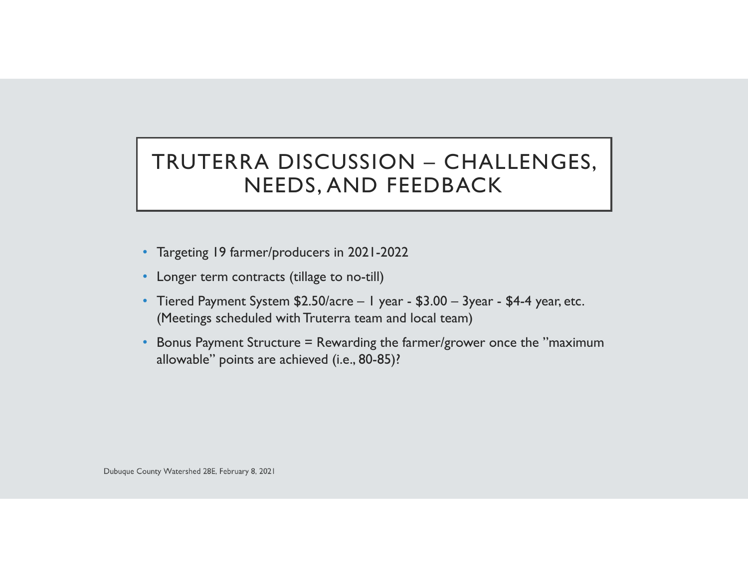# TRUTERRA DISCUSSION – CHALLENGES, NEEDS, AND FEEDBACK

- Targeting 19 farmer/producers in 2021-2022
- Longer term contracts (tillage to no-till)
- Tiered Payment System $2.50/acre – 1 year - $3.00 – 3year - $4-4 year, etc. (Meetings scheduled with Truterra team and local team)
- Bonus Payment Structure = Rewarding the farmer/grower once the "maximum allowable" points are achieved (i.e., 80-85)?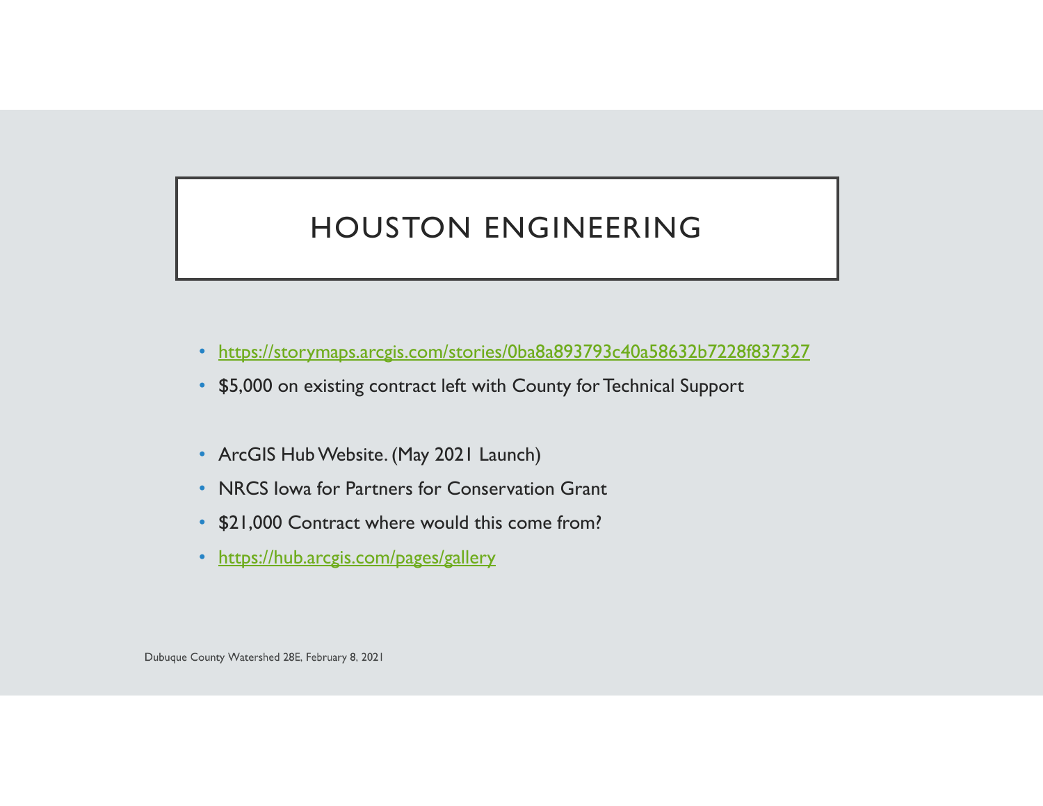# HOUSTON ENGINEERING

- https://storymaps.arcgis.com/stories/0ba8a893793c40a58632b7228f837327
- $5,000 on existing contract left with County for Technical Support

- ArcGIS Hub Website. (May 2021 Launch)
- NRCS Iowa for Partners for Conservation Grant
- $21,000 Contract where would this come from?
- https://hub.arcgis.com/pages/gallery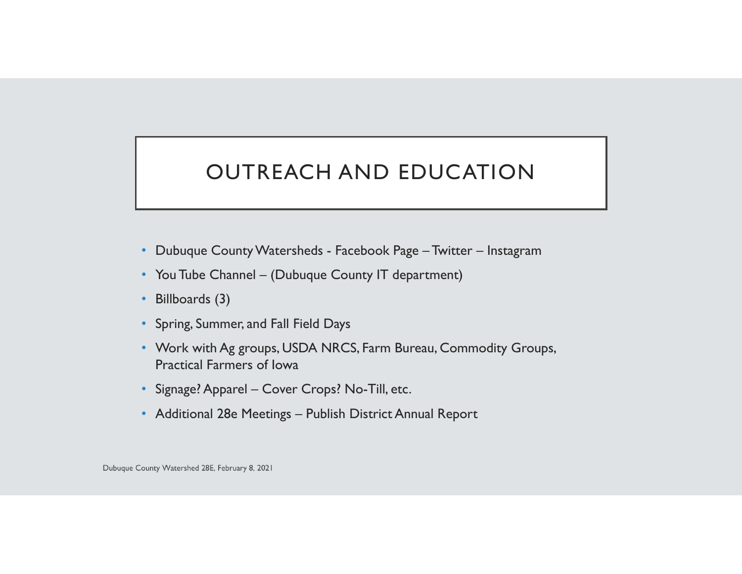# OUTREACH AND EDUCATION

- Dubuque County Watersheds - Facebook Page – Twitter – Instagram
- You Tube Channel – (Dubuque County IT department)
- Billboards (3)
- Spring, Summer, and Fall Field Days
- Work with Ag groups, USDA NRCS, Farm Bureau, Commodity Groups, Practical Farmers of Iowa
- Signage? Apparel – Cover Crops? No-Till, etc.
- Additional 28e Meetings – Publish District Annual Report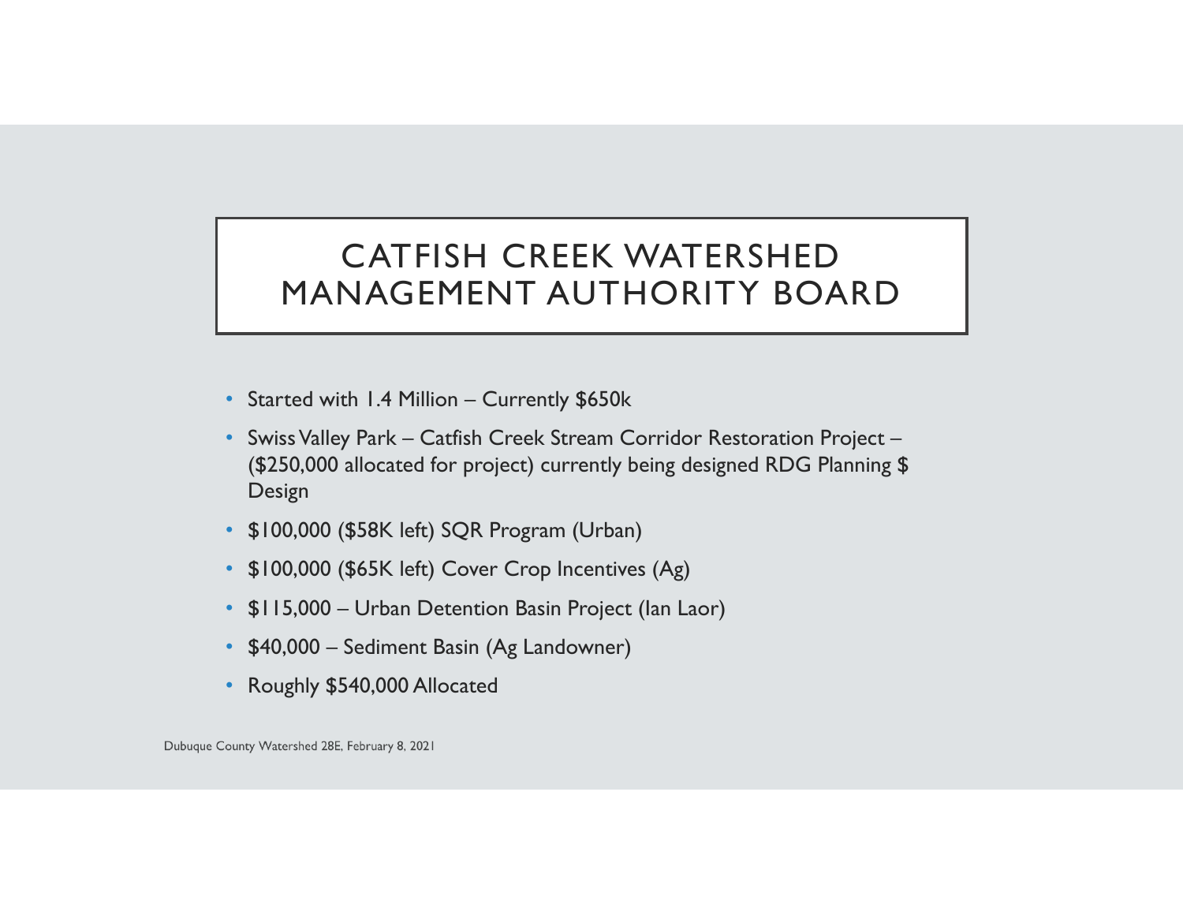# CATFISH CREEK WATERSHED MANAGEMENT AUTHORITY BOARD

- Started with 1.4 Million – Currently $650k
- Swiss Valley Park – Catfish Creek Stream Corridor Restoration Project – ($250,000 allocated for project) currently being designed RDG Planning $ Design
- $100,000 ($58K left) SQR Program (Urban)
- $100,000 ($65K left) Cover Crop Incentives (Ag)
- $115,000 – Urban Detention Basin Project (Ian Laor)
- $40,000 – Sediment Basin (Ag Landowner)
- Roughly $540,000 Allocated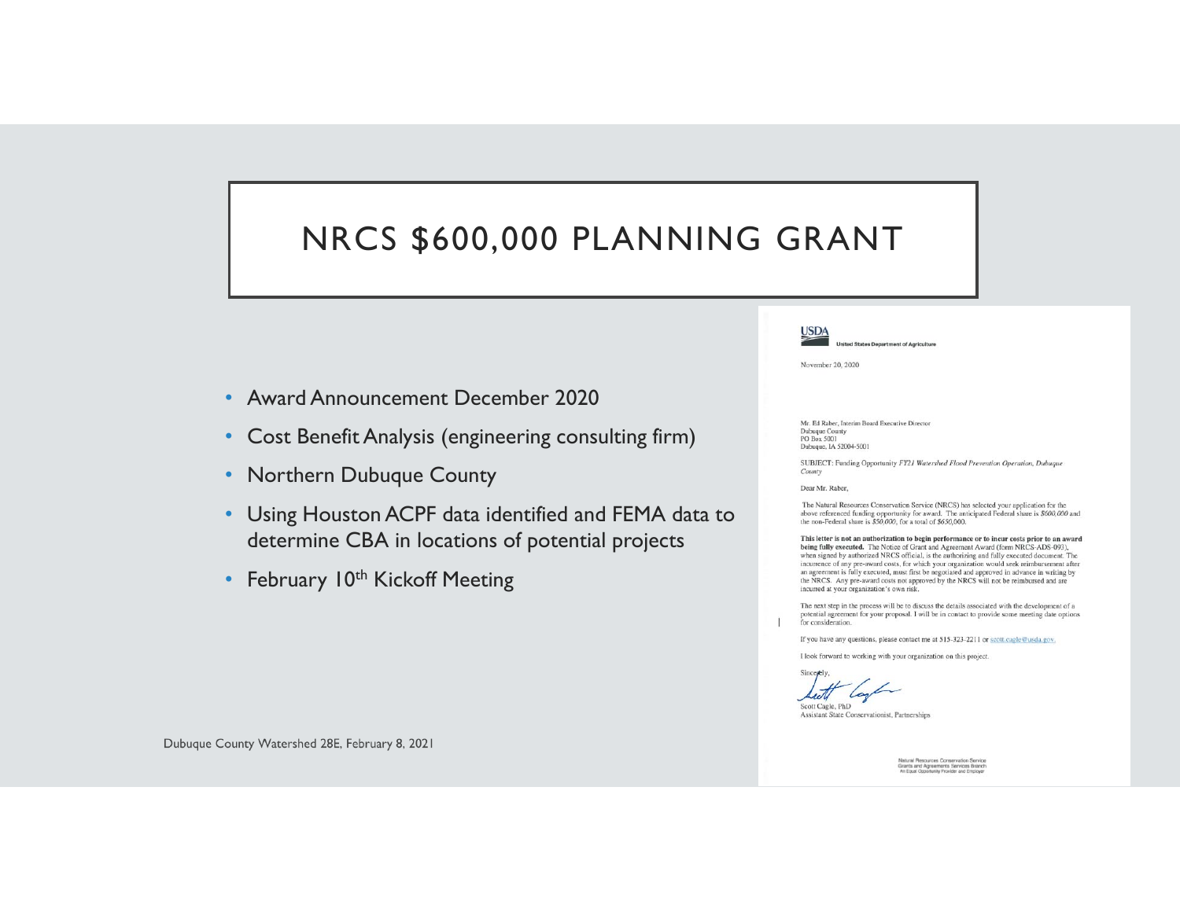# NRCS $600,000 PLANNING GRANT

- Award Announcement December 2020
- Cost Benefit Analysis (engineering consulting firm)
- Northern Dubuque County
- Using Houston ACPF data identified and FEMA data to determine CBA in locations of potential projects
- February 10th Kickoff Meeting

**USDA**
United States Department of Agriculture

November 20, 2020

Mr. Ed Raber, Interim Board Executive Director
Dubuque County
PO Box 5001
Dubuque, IA 52004-5001

SUBJECT: Funding Opportunity *FY21 Watershed Flood Prevention Operation, Dubuque County*

Dear Mr. Raber,

The Natural Resources Conservation Service (NRCS) has selected your application for the above referenced funding opportunity for award. The anticipated Federal share is *$600,000* and the non-Federal share is *$50,000*, for a total of *$650,000*.

**This letter is not an authorization to begin performance or to incur costs prior to an award being fully executed.** The Notice of Grant and Agreement Award (form NRCS-ADS-093), when signed by authorized NRCS official, is the authorizing and fully executed document. The incurrence of any pre-award costs, for which your organization would seek reimbursement after an agreement is fully executed, must first be negotiated and approved in advance in writing by the NRCS. Any pre-award costs not approved by the NRCS will not be reimbursed and are incurred at your organization's own risk.

The next step in the process will be to discuss the details associated with the development of a potential agreement for your proposal. I will be in contact to provide some meeting date options for consideration.

If you have any questions, please contact me at 515-323-2211 or scott.cagle@usda.gov.

I look forward to working with your organization on this project.

Sincerely,

Scott Cagle, PhD
Assistant State Conservationist, Partnerships

Natural Resources Conservation Service
Grants and Agreements Services Branch
An Equal Opportunity Provider and Employer

Dubuque County Watershed 28E, February 8, 2021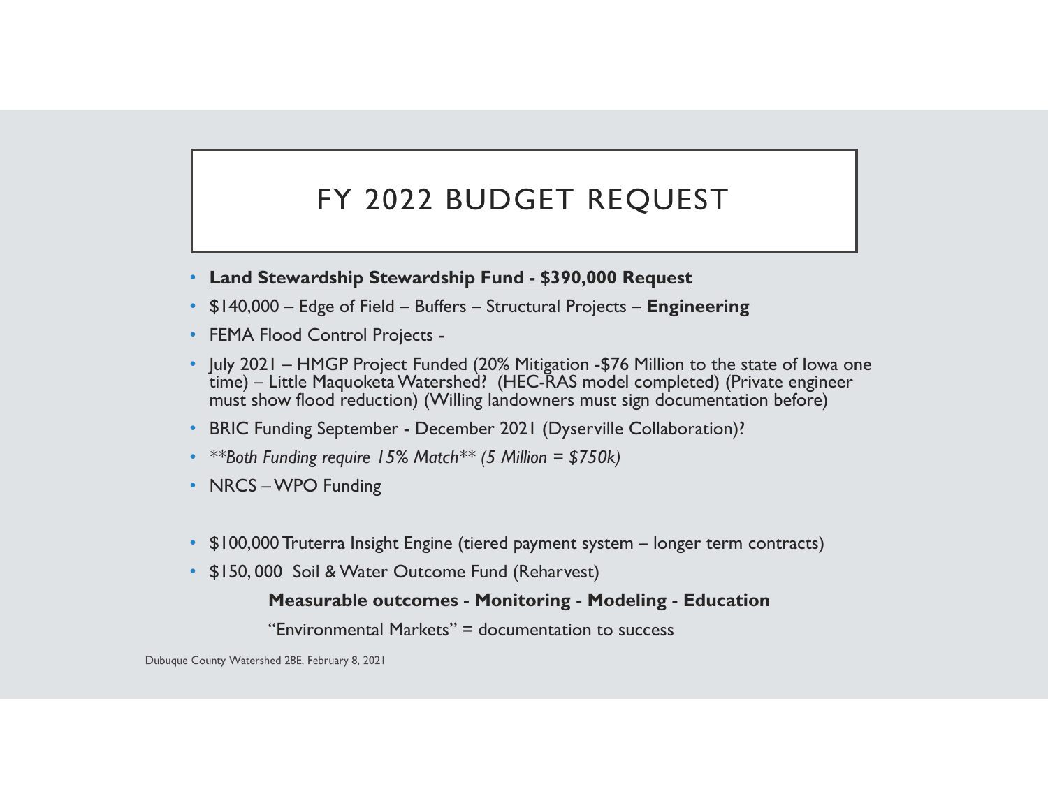# FY 2022 BUDGET REQUEST

- **Land Stewardship Stewardship Fund - $390,000 Request**
- $140,000 – Edge of Field – Buffers – Structural Projects – **Engineering**
- FEMA Flood Control Projects -
- July 2021 – HMGP Project Funded (20% Mitigation -$76 Million to the state of Iowa one time) – Little Maquoketa Watershed? (HEC-RAS model completed) (Private engineer must show flood reduction) (Willing landowners must sign documentation before)
- BRIC Funding September - December 2021 (Dyserville Collaboration)?
- *\*\*Both Funding require 15% Match\*\* (5 Million = $750k)*
- NRCS – WPO Funding

- $100,000 Truterra Insight Engine (tiered payment system – longer term contracts)
- $150, 000 Soil & Water Outcome Fund (Reharvest)

**Measurable outcomes - Monitoring - Modeling - Education**

"Environmental Markets" = documentation to success

Dubuque County Watershed 28E, February 8, 2021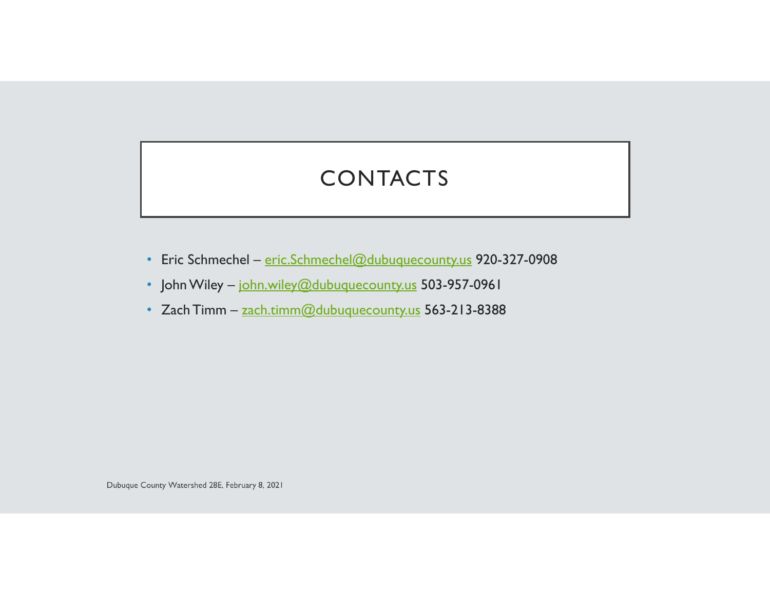# CONTACTS

- Eric Schmechel – eric.Schmechel@dubuquecounty.us 920-327-0908
- John Wiley – john.wiley@dubuquecounty.us 503-957-0961
- Zach Timm – zach.timm@dubuquecounty.us 563-213-8388